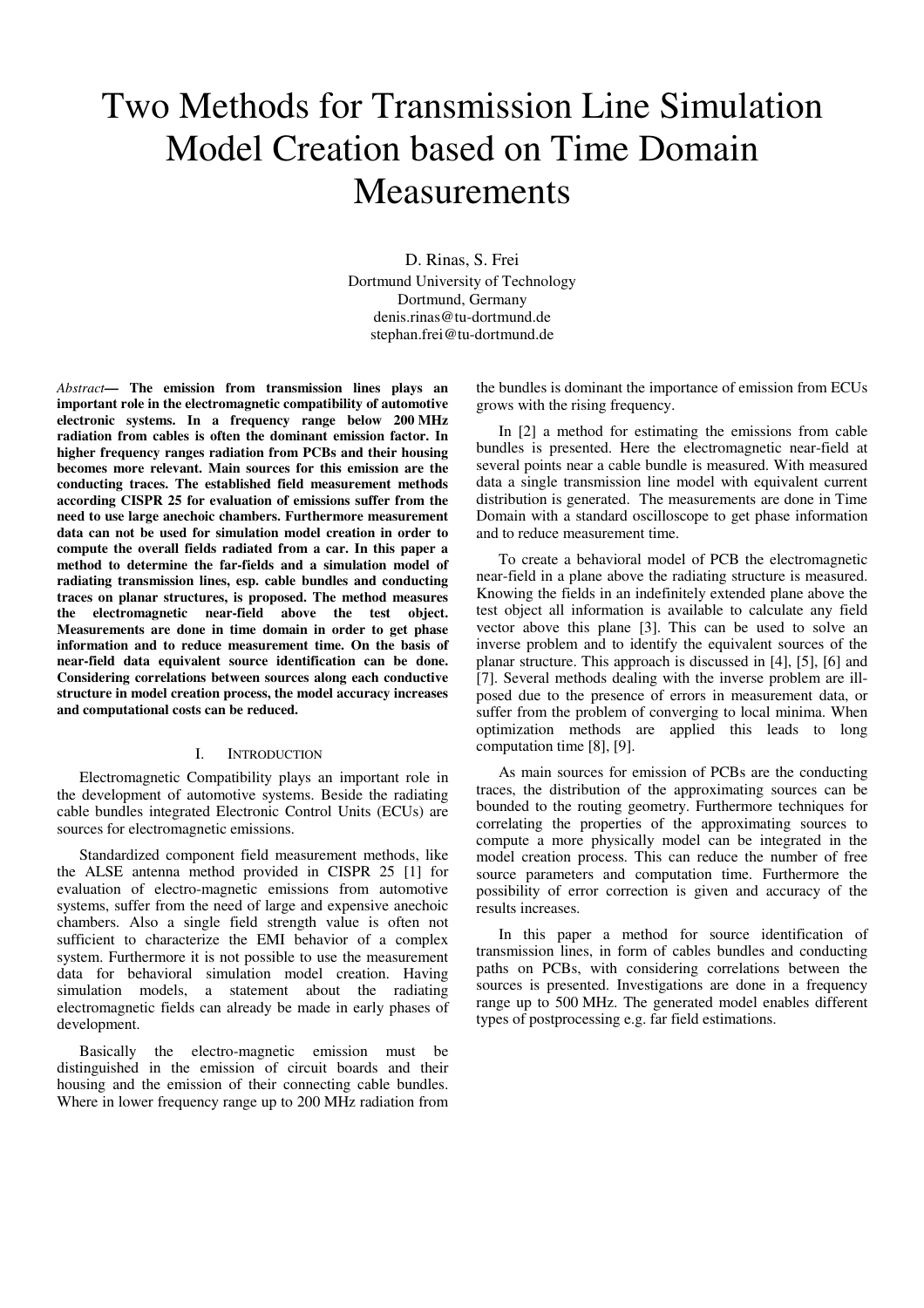# Two Methods for Transmission Line Simulation Model Creation based on Time Domain Measurements

D. Rinas, S. Frei
Dortmund University of Technology
Dortmund, Germany
denis.rinas@tu-dortmund.de
stephan.frei@tu-dortmund.de

*Abstract*— **The emission from transmission lines plays an important role in the electromagnetic compatibility of automotive electronic systems. In a frequency range below 200 MHz radiation from cables is often the dominant emission factor. In higher frequency ranges radiation from PCBs and their housing becomes more relevant. Main sources for this emission are the conducting traces. The established field measurement methods according CISPR 25 for evaluation of emissions suffer from the need to use large anechoic chambers. Furthermore measurement data can not be used for simulation model creation in order to compute the overall fields radiated from a car. In this paper a method to determine the far-fields and a simulation model of radiating transmission lines, esp. cable bundles and conducting traces on planar structures, is proposed. The method measures the electromagnetic near-field above the test object. Measurements are done in time domain in order to get phase information and to reduce measurement time. On the basis of near-field data equivalent source identification can be done. Considering correlations between sources along each conductive structure in model creation process, the model accuracy increases and computational costs can be reduced.**

## I. Introduction

Electromagnetic Compatibility plays an important role in the development of automotive systems. Beside the radiating cable bundles integrated Electronic Control Units (ECUs) are sources for electromagnetic emissions.

Standardized component field measurement methods, like the ALSE antenna method provided in CISPR 25 [1] for evaluation of electro-magnetic emissions from automotive systems, suffer from the need of large and expensive anechoic chambers. Also a single field strength value is often not sufficient to characterize the EMI behavior of a complex system. Furthermore it is not possible to use the measurement data for behavioral simulation model creation. Having simulation models, a statement about the radiating electromagnetic fields can already be made in early phases of development.

Basically the electro-magnetic emission must be distinguished in the emission of circuit boards and their housing and the emission of their connecting cable bundles. Where in lower frequency range up to 200 MHz radiation from the bundles is dominant the importance of emission from ECUs grows with the rising frequency.

In [2] a method for estimating the emissions from cable bundles is presented. Here the electromagnetic near-field at several points near a cable bundle is measured. With measured data a single transmission line model with equivalent current distribution is generated. The measurements are done in Time Domain with a standard oscilloscope to get phase information and to reduce measurement time.

To create a behavioral model of PCB the electromagnetic near-field in a plane above the radiating structure is measured. Knowing the fields in an indefinitely extended plane above the test object all information is available to calculate any field vector above this plane [3]. This can be used to solve an inverse problem and to identify the equivalent sources of the planar structure. This approach is discussed in [4], [5], [6] and [7]. Several methods dealing with the inverse problem are ill-posed due to the presence of errors in measurement data, or suffer from the problem of converging to local minima. When optimization methods are applied this leads to long computation time [8], [9].

As main sources for emission of PCBs are the conducting traces, the distribution of the approximating sources can be bounded to the routing geometry. Furthermore techniques for correlating the properties of the approximating sources to compute a more physically model can be integrated in the model creation process. This can reduce the number of free source parameters and computation time. Furthermore the possibility of error correction is given and accuracy of the results increases.

In this paper a method for source identification of transmission lines, in form of cables bundles and conducting paths on PCBs, with considering correlations between the sources is presented. Investigations are done in a frequency range up to 500 MHz. The generated model enables different types of postprocessing e.g. far field estimations.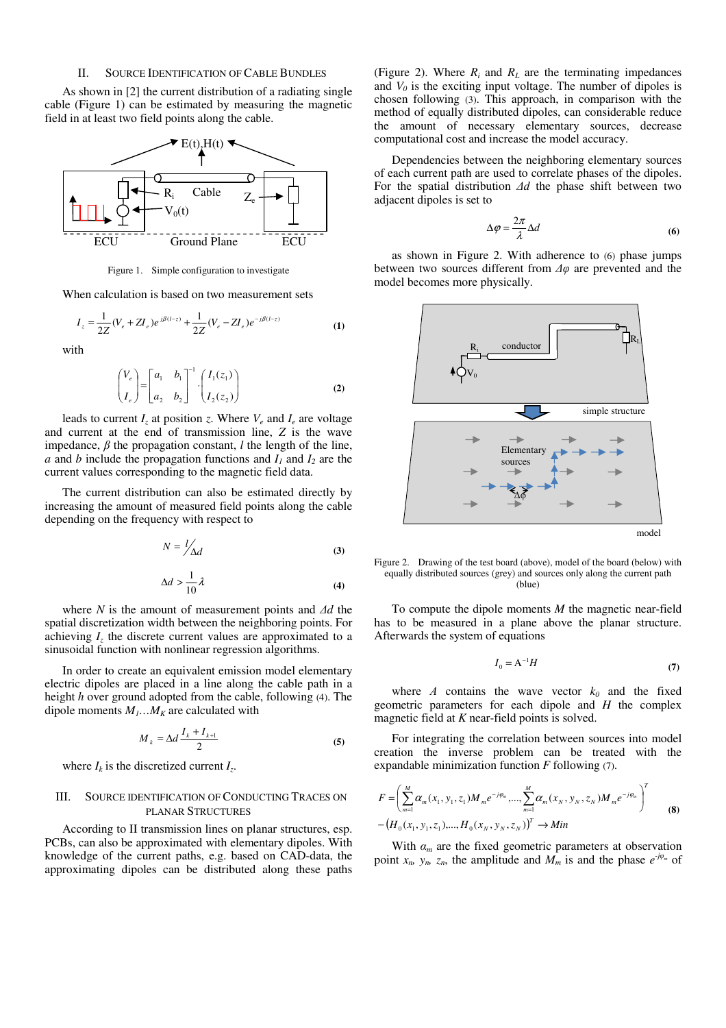## II. Source Identification of Cable Bundles

As shown in [2] the current distribution of a radiating single cable (Figure 1) can be estimated by measuring the magnetic field in at least two field points along the cable.

Figure 1. Simple configuration to investigate

When calculation is based on two measurement sets

$$I_z = \frac{1}{2Z}(V_e + ZI_e)e^{j\beta(l-z)} + \frac{1}{2Z}(V_e - ZI_e)e^{-j\beta(l-z)} \quad (1)$$

with

$$\begin{pmatrix} V_e \\ I_e \end{pmatrix} = \begin{bmatrix} a_1 & b_1 \\ a_2 & b_2 \end{bmatrix}^{-1} \cdot \begin{pmatrix} I_1(z_1) \\ I_2(z_2) \end{pmatrix} \quad (2)$$

leads to current $I_z$ at position $z$. Where $V_e$ and $I_e$ are voltage and current at the end of transmission line, $Z$ is the wave impedance, $\beta$ the propagation constant, $l$ the length of the line, $a$ and $b$ include the propagation functions and $I_1$ and $I_2$ are the current values corresponding to the magnetic field data.

The current distribution can also be estimated directly by increasing the amount of measured field points along the cable depending on the frequency with respect to

$$N = l / \Delta d \quad (3)$$

$$\Delta d > \frac{1}{10}\lambda \quad (4)$$

where $N$ is the amount of measurement points and $\Delta d$ the spatial discretization width between the neighboring points. For achieving $I_z$ the discrete current values are approximated to a sinusoidal function with nonlinear regression algorithms.

In order to create an equivalent emission model elementary electric dipoles are placed in a line along the cable path in a height $h$ over ground adopted from the cable, following (4). The dipole moments $M_1 \ldots M_K$ are calculated with

$$M_k = \Delta d \frac{I_k + I_{k+1}}{2} \quad (5)$$

where $I_k$ is the discretized current $I_z$.

## III. Source Identification of Conducting Traces on Planar Structures

According to II transmission lines on planar structures, esp. PCBs, can also be approximated with elementary dipoles. With knowledge of the current paths, e.g. based on CAD-data, the approximating dipoles can be distributed along these paths (Figure 2). Where $R_i$ and $R_L$ are the terminating impedances and $V_0$ is the exciting input voltage. The number of dipoles is chosen following (3). This approach, in comparison with the method of equally distributed dipoles, can considerable reduce the amount of necessary elementary sources, decrease computational cost and increase the model accuracy.

Dependencies between the neighboring elementary sources of each current path are used to correlate phases of the dipoles. For the spatial distribution $\Delta d$ the phase shift between two adjacent dipoles is set to

$$\Delta\varphi = \frac{2\pi}{\lambda}\Delta d \quad (6)$$

as shown in Figure 2. With adherence to (6) phase jumps between two sources different from $\Delta\varphi$ are prevented and the model becomes more physically.

Figure 2. Drawing of the test board (above), model of the board (below) with equally distributed sources (grey) and sources only along the current path (blue)

To compute the dipole moments $M$ the magnetic near-field has to be measured in a plane above the planar structure. Afterwards the system of equations

$$I_0 = A^{-1}H \quad (7)$$

where $A$ contains the wave vector $k_0$ and the fixed geometric parameters for each dipole and $H$ the complex magnetic field at $K$ near-field points is solved.

For integrating the correlation between sources into model creation the inverse problem can be treated with the expandable minimization function $F$ following (7).

$$F = \left( \sum_{m=1}^{M} \alpha_m(x_1, y_1, z_1) M_m e^{-j\varphi_m}, \ldots, \sum_{m=1}^{M} \alpha_m(x_N, y_N, z_N) M_m e^{-j\varphi_m} \right)^T - \left( H_0(x_1, y_1, z_1), \ldots, H_0(x_N, y_N, z_N) \right)^T \rightarrow Min \quad (8)$$

With $\alpha_m$ are the fixed geometric parameters at observation point $x_n$, $y_n$, $z_n$, the amplitude and $M_m$ is and the phase $e^{-j\varphi_m}$ of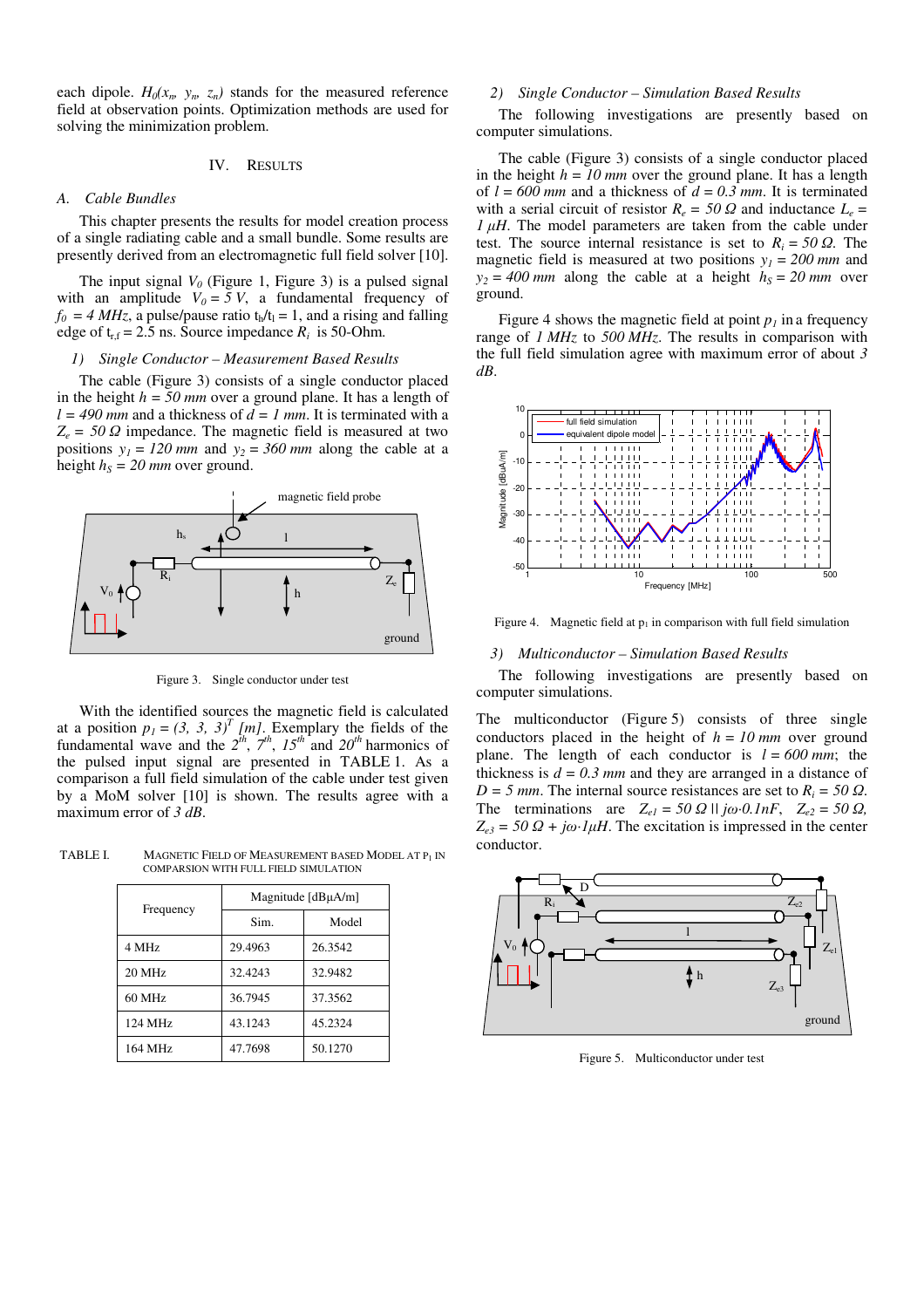each dipole. $H_0(x_n, y_n, z_n)$ stands for the measured reference field at observation points. Optimization methods are used for solving the minimization problem.

## IV. Results

### A. Cable Bundles

This chapter presents the results for model creation process of a single radiating cable and a small bundle. Some results are presently derived from an electromagnetic full field solver [10].

The input signal $V_0$ (Figure 1, Figure 3) is a pulsed signal with an amplitude $V_0 = 5\ V$, a fundamental frequency of $f_0 = 4\ MHz$, a pulse/pause ratio $t_h/t_l = 1$, and a rising and falling edge of $t_{r,f} = 2.5$ ns. Source impedance $R_i$ is 50-Ohm.

#### 1) Single Conductor – Measurement Based Results

The cable (Figure 3) consists of a single conductor placed in the height $h = 50\ mm$ over a ground plane. It has a length of $l = 490\ mm$ and a thickness of $d = 1\ mm$. It is terminated with a $Z_e = 50\ \Omega$ impedance. The magnetic field is measured at two positions $y_1 = 120\ mm$ and $y_2 = 360\ mm$ along the cable at a height $h_S = 20\ mm$ over ground.

Figure 3. Single conductor under test

With the identified sources the magnetic field is calculated at a position $p_1 = (3,\ 3,\ 3)^T\ [m]$. Exemplary the fields of the fundamental wave and the $2^{th}$, $7^{th}$, $15^{th}$ and $20^{th}$ harmonics of the pulsed input signal are presented in TABLE 1. As a comparison a full field simulation of the cable under test given by a MoM solver [10] is shown. The results agree with a maximum error of $3\ dB$.

TABLE I. Magnetic Field of Measurement Based Model at $P_1$ in Comparsion with Full Field Simulation

| Frequency | Magnitude [dBµA/m] | |
|---|---|---|
| | Sim. | Model |
| 4 MHz | 29.4963 | 26.3542 |
| 20 MHz | 32.4243 | 32.9482 |
| 60 MHz | 36.7945 | 37.3562 |
| 124 MHz | 43.1243 | 45.2324 |
| 164 MHz | 47.7698 | 50.1270 |

#### 2) Single Conductor – Simulation Based Results

The following investigations are presently based on computer simulations.

The cable (Figure 3) consists of a single conductor placed in the height $h = 10\ mm$ over the ground plane. It has a length of $l = 600\ mm$ and a thickness of $d = 0.3\ mm$. It is terminated with a serial circuit of resistor $R_e = 50\ \Omega$ and inductance $L_e = 1\ \mu H$. The model parameters are taken from the cable under test. The source internal resistance is set to $R_i = 50\ \Omega$. The magnetic field is measured at two positions $y_1 = 200\ mm$ and $y_2 = 400\ mm$ along the cable at a height $h_S = 20\ mm$ over ground.

Figure 4 shows the magnetic field at point $p_1$ in a frequency range of $1\ MHz$ to $500\ MHz$. The results in comparison with the full field simulation agree with maximum error of about $3\ dB$.

Figure 4. Magnetic field at $p_1$ in comparison with full field simulation

#### 3) Multiconductor – Simulation Based Results

The following investigations are presently based on computer simulations.

The multiconductor (Figure 5) consists of three single conductors placed in the height of $h = 10\ mm$ over ground plane. The length of each conductor is $l = 600\ mm$; the thickness is $d = 0.3\ mm$ and they are arranged in a distance of $D = 5\ mm$. The internal source resistances are set to $R_i = 50\ \Omega$. The terminations are $Z_{e1} = 50\ \Omega \parallel j\omega{\cdot}0.1nF$, $Z_{e2} = 50\ \Omega$, $Z_{e3} = 50\ \Omega + j\omega{\cdot}1\mu H$. The excitation is impressed in the center conductor.

Figure 5. Multiconductor under test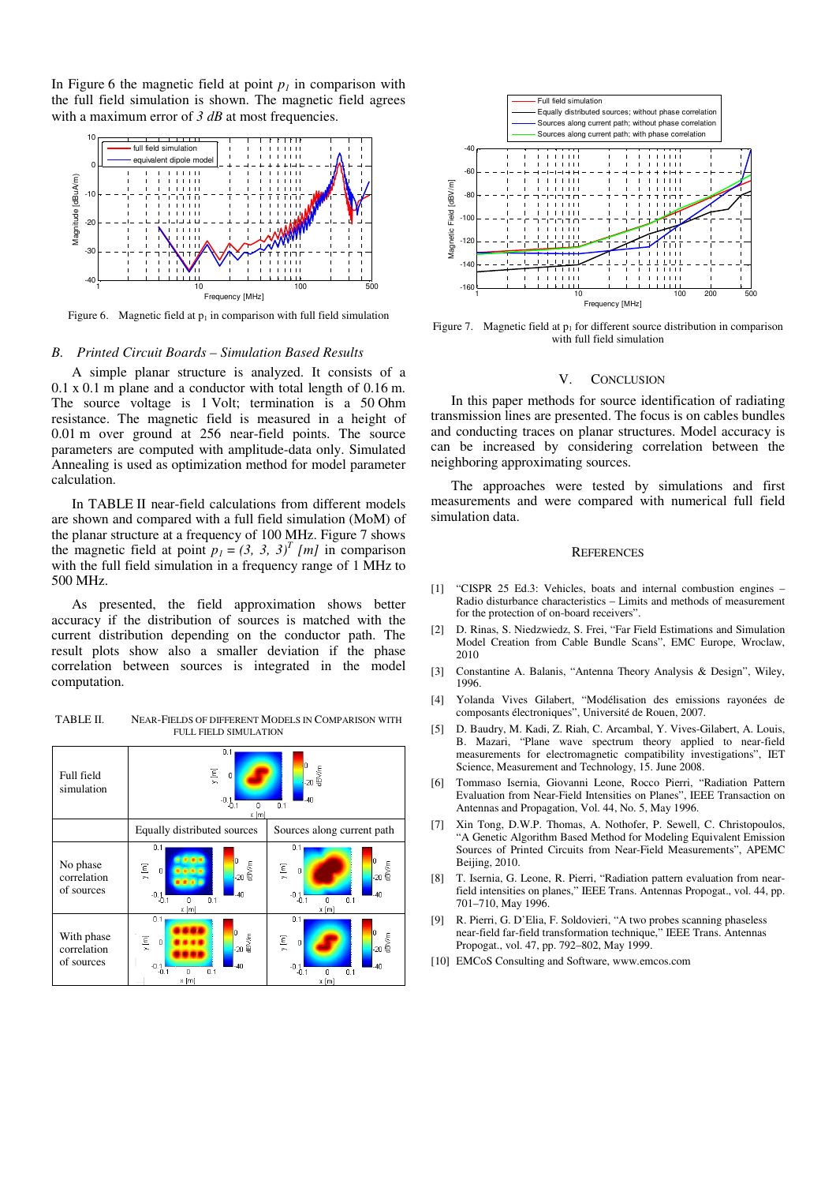In Figure 6 the magnetic field at point $p_1$ in comparison with the full field simulation is shown. The magnetic field agrees with a maximum error of *3 dB* at most frequencies.

full field simulation
equivalent dipole model
Magnitude [dBuA/m]
10
0
-10
-20
-30
-40
1
10
100
500
Frequency [MHz]

Figure 6. Magnetic field at $p_1$ in comparison with full field simulation

### *B. Printed Circuit Boards – Simulation Based Results*

A simple planar structure is analyzed. It consists of a 0.1 x 0.1 m plane and a conductor with total length of 0.16 m. The source voltage is 1 Volt; termination is a 50 Ohm resistance. The magnetic field is measured in a height of 0.01 m over ground at 256 near-field points. The source parameters are computed with amplitude-data only. Simulated Annealing is used as optimization method for model parameter calculation.

In TABLE II near-field calculations from different models are shown and compared with a full field simulation (MoM) of the planar structure at a frequency of 100 MHz. Figure 7 shows the magnetic field at point $p_1 = (3,\ 3,\ 3)^T\ [m]$ in comparison with the full field simulation in a frequency range of 1 MHz to 500 MHz.

As presented, the field approximation shows better accuracy if the distribution of sources is matched with the current distribution depending on the conductor path. The result plots show also a smaller deviation if the phase correlation between sources is integrated in the model computation.

TABLE II. NEAR-FIELDS OF DIFFERENT MODELS IN COMPARISON WITH FULL FIELD SIMULATION

| | | |
|---|---|---|
| Full field simulation | | |
| | Equally distributed sources | Sources along current path |
| No phase correlation of sources | | |
| With phase correlation of sources | | |

Full field simulation
Equally distributed sources; without phase correlation
Sources along current path; without phase correlation
Sources along current path; with phase correlation
Magnetic Field [dBV/m]
-40
-60
-80
-100
-120
-140
-160
1
10
100
200
500
Frequency [MHz]

Figure 7. Magnetic field at $p_1$ for different source distribution in comparison with full field simulation

## V. CONCLUSION

In this paper methods for source identification of radiating transmission lines are presented. The focus is on cables bundles and conducting traces on planar structures. Model accuracy is can be increased by considering correlation between the neighboring approximating sources.

The approaches were tested by simulations and first measurements and were compared with numerical full field simulation data.

## REFERENCES

[1] "CISPR 25 Ed.3: Vehicles, boats and internal combustion engines – Radio disturbance characteristics – Limits and methods of measurement for the protection of on-board receivers".

[2] D. Rinas, S. Niedzwiedz, S. Frei, "Far Field Estimations and Simulation Model Creation from Cable Bundle Scans", EMC Europe, Wroclaw, 2010

[3] Constantine A. Balanis, "Antenna Theory Analysis & Design", Wiley, 1996.

[4] Yolanda Vives Gilabert, "Modélisation des emissions rayonées de composants électroniques", Université de Rouen, 2007.

[5] D. Baudry, M. Kadi, Z. Riah, C. Arcambal, Y. Vives-Gilabert, A. Louis, B. Mazari, "Plane wave spectrum theory applied to near-field measurements for electromagnetic compatibility investigations", IET Science, Measurement and Technology, 15. June 2008.

[6] Tommaso Isernia, Giovanni Leone, Rocco Pierri, "Radiation Pattern Evaluation from Near-Field Intensities on Planes", IEEE Transaction on Antennas and Propagation, Vol. 44, No. 5, May 1996.

[7] Xin Tong, D.W.P. Thomas, A. Nothofer, P. Sewell, C. Christopoulos, "A Genetic Algorithm Based Method for Modeling Equivalent Emission Sources of Printed Circuits from Near-Field Measurements", APEMC Beijing, 2010.

[8] T. Isernia, G. Leone, R. Pierri, "Radiation pattern evaluation from near-field intensities on planes," IEEE Trans. Antennas Propogat., vol. 44, pp. 701–710, May 1996.

[9] R. Pierri, G. D'Elia, F. Soldovieri, "A two probes scanning phaseless near-field far-field transformation technique," IEEE Trans. Antennas Propogat., vol. 47, pp. 792–802, May 1999.

[10] EMCoS Consulting and Software, www.emcos.com